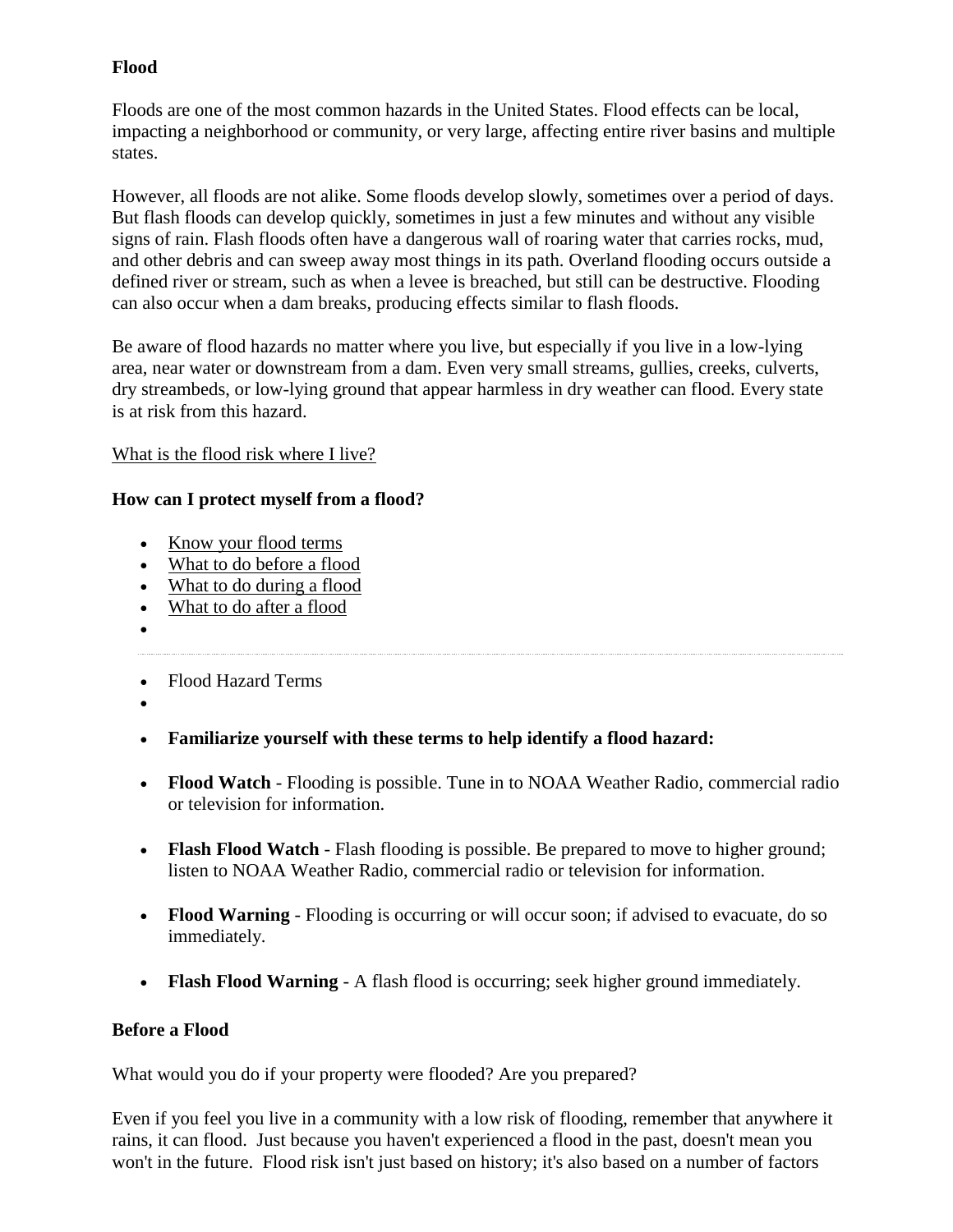**Flood**

Floods are one of the most common hazards in the United States. Flood effects can be local, impacting a neighborhood or community, or very large, affecting entire river basins and multiple states.

However, all floods are not alike. Some floods develop slowly, sometimes over a period of days. But flash floods can develop quickly, sometimes in just a few minutes and without any visible signs of rain. Flash floods often have a dangerous wall of roaring water that carries rocks, mud, and other debris and can sweep away most things in its path. Overland flooding occurs outside a defined river or stream, such as when a levee is breached, but still can be destructive. Flooding can also occur when a dam breaks, producing effects similar to flash floods.

Be aware of flood hazards no matter where you live, but especially if you live in a low-lying area, near water or downstream from a dam. Even very small streams, gullies, creeks, culverts, dry streambeds, or low-lying ground that appear harmless in dry weather can flood. Every state is at risk from this hazard.

What is the flood risk where I live?

**How can I protect myself from a flood?**

- Know your flood terms
- What to do before a flood
- What to do during a flood
- What to do after a flood

---

- Flood Hazard Terms
- **Familiarize yourself with these terms to help identify a flood hazard:**
- **Flood Watch** - Flooding is possible. Tune in to NOAA Weather Radio, commercial radio or television for information.
- **Flash Flood Watch** - Flash flooding is possible. Be prepared to move to higher ground; listen to NOAA Weather Radio, commercial radio or television for information.
- **Flood Warning** - Flooding is occurring or will occur soon; if advised to evacuate, do so immediately.
- **Flash Flood Warning** - A flash flood is occurring; seek higher ground immediately.

**Before a Flood**

What would you do if your property were flooded? Are you prepared?

Even if you feel you live in a community with a low risk of flooding, remember that anywhere it rains, it can flood. Just because you haven't experienced a flood in the past, doesn't mean you won't in the future. Flood risk isn't just based on history; it's also based on a number of factors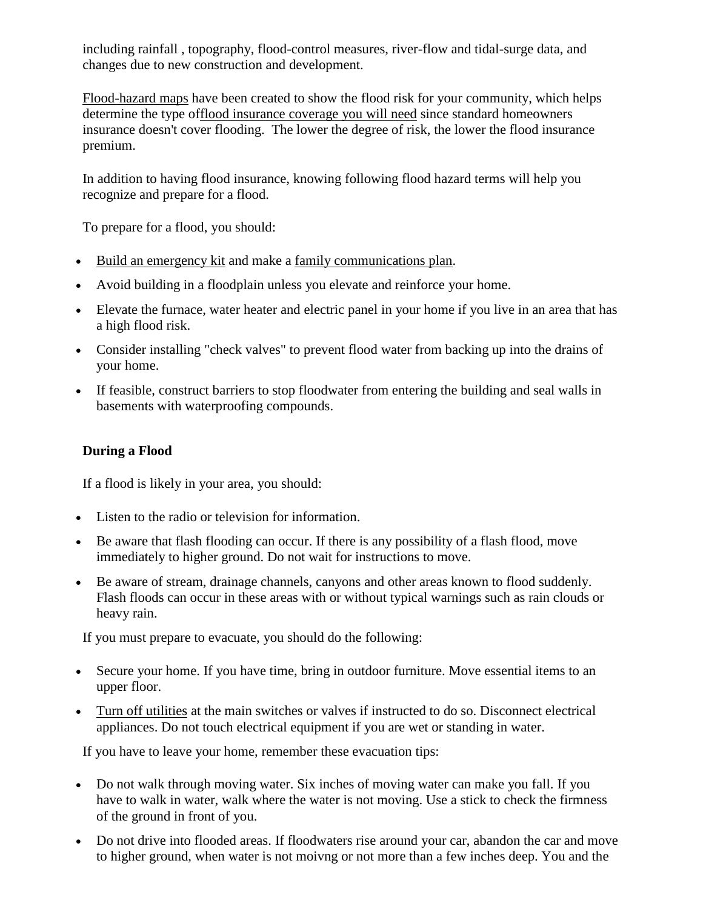including rainfall , topography, flood-control measures, river-flow and tidal-surge data, and changes due to new construction and development.

Flood-hazard maps have been created to show the flood risk for your community, which helps determine the type offlood insurance coverage you will need since standard homeowners insurance doesn't cover flooding.  The lower the degree of risk, the lower the flood insurance premium.

In addition to having flood insurance, knowing following flood hazard terms will help you recognize and prepare for a flood.

To prepare for a flood, you should:

- Build an emergency kit and make a family communications plan.
- Avoid building in a floodplain unless you elevate and reinforce your home.
- Elevate the furnace, water heater and electric panel in your home if you live in an area that has a high flood risk.
- Consider installing "check valves" to prevent flood water from backing up into the drains of your home.
- If feasible, construct barriers to stop floodwater from entering the building and seal walls in basements with waterproofing compounds.

**During a Flood**

If a flood is likely in your area, you should:

- Listen to the radio or television for information.
- Be aware that flash flooding can occur. If there is any possibility of a flash flood, move immediately to higher ground. Do not wait for instructions to move.
- Be aware of stream, drainage channels, canyons and other areas known to flood suddenly. Flash floods can occur in these areas with or without typical warnings such as rain clouds or heavy rain.

If you must prepare to evacuate, you should do the following:

- Secure your home. If you have time, bring in outdoor furniture. Move essential items to an upper floor.
- Turn off utilities at the main switches or valves if instructed to do so. Disconnect electrical appliances. Do not touch electrical equipment if you are wet or standing in water.

If you have to leave your home, remember these evacuation tips:

- Do not walk through moving water. Six inches of moving water can make you fall. If you have to walk in water, walk where the water is not moving. Use a stick to check the firmness of the ground in front of you.
- Do not drive into flooded areas. If floodwaters rise around your car, abandon the car and move to higher ground, when water is not moivng or not more than a few inches deep. You and the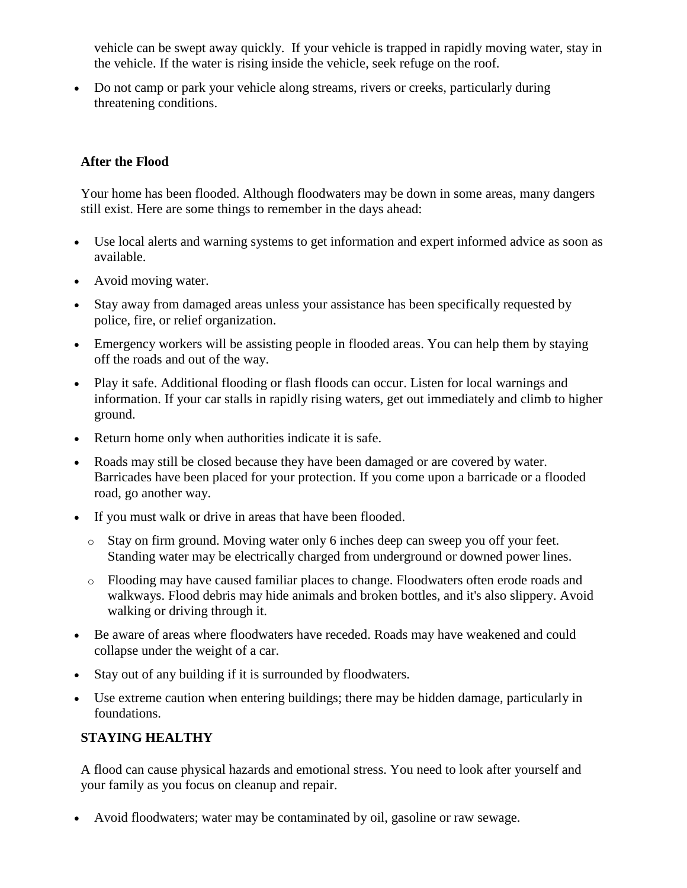vehicle can be swept away quickly. If your vehicle is trapped in rapidly moving water, stay in the vehicle. If the water is rising inside the vehicle, seek refuge on the roof.

- Do not camp or park your vehicle along streams, rivers or creeks, particularly during threatening conditions.

**After the Flood**

Your home has been flooded. Although floodwaters may be down in some areas, many dangers still exist. Here are some things to remember in the days ahead:

- Use local alerts and warning systems to get information and expert informed advice as soon as available.
- Avoid moving water.
- Stay away from damaged areas unless your assistance has been specifically requested by police, fire, or relief organization.
- Emergency workers will be assisting people in flooded areas. You can help them by staying off the roads and out of the way.
- Play it safe. Additional flooding or flash floods can occur. Listen for local warnings and information. If your car stalls in rapidly rising waters, get out immediately and climb to higher ground.
- Return home only when authorities indicate it is safe.
- Roads may still be closed because they have been damaged or are covered by water. Barricades have been placed for your protection. If you come upon a barricade or a flooded road, go another way.
- If you must walk or drive in areas that have been flooded.
  - Stay on firm ground. Moving water only 6 inches deep can sweep you off your feet. Standing water may be electrically charged from underground or downed power lines.
  - Flooding may have caused familiar places to change. Floodwaters often erode roads and walkways. Flood debris may hide animals and broken bottles, and it's also slippery. Avoid walking or driving through it.
- Be aware of areas where floodwaters have receded. Roads may have weakened and could collapse under the weight of a car.
- Stay out of any building if it is surrounded by floodwaters.
- Use extreme caution when entering buildings; there may be hidden damage, particularly in foundations.

**STAYING HEALTHY**

A flood can cause physical hazards and emotional stress. You need to look after yourself and your family as you focus on cleanup and repair.

- Avoid floodwaters; water may be contaminated by oil, gasoline or raw sewage.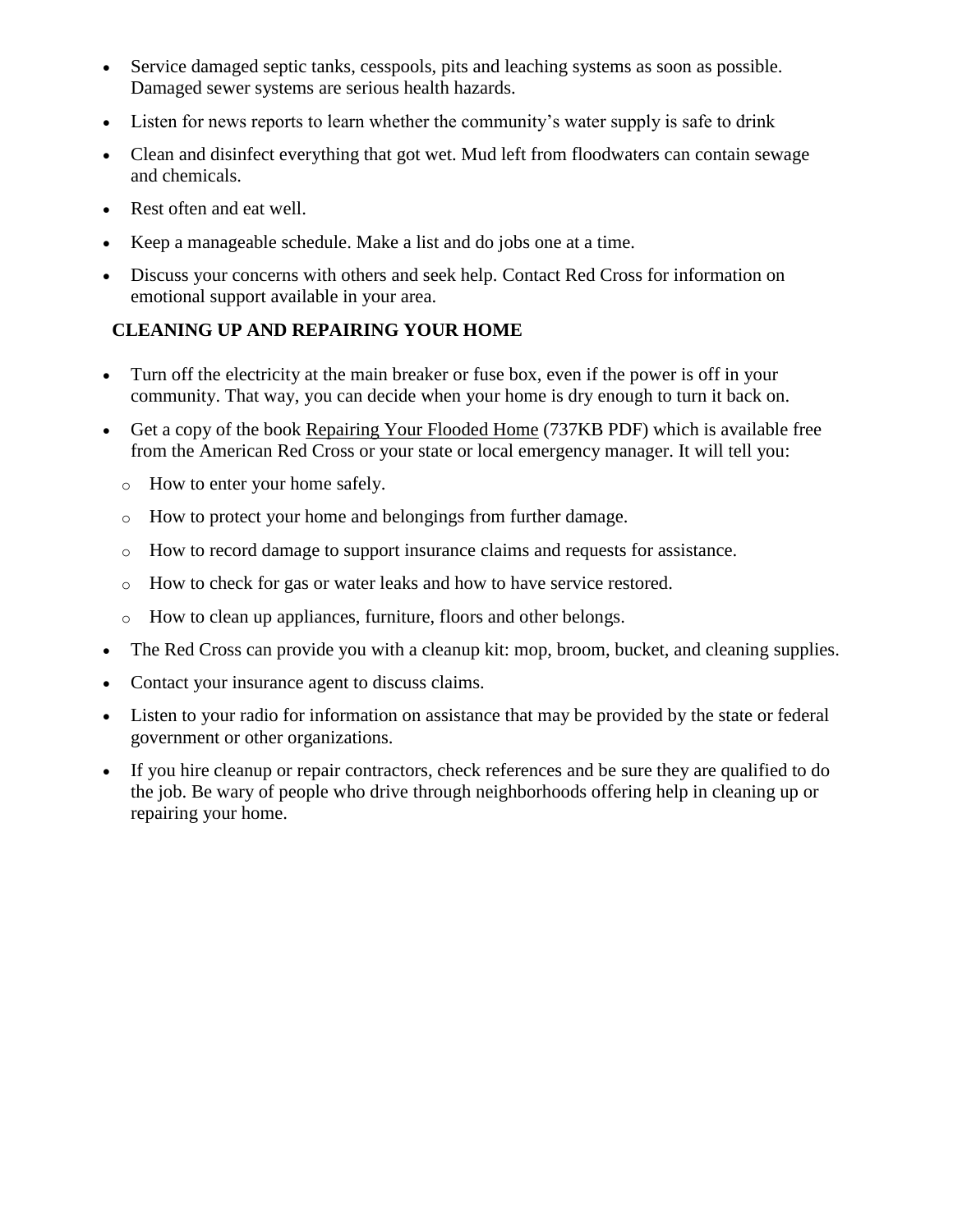- Service damaged septic tanks, cesspools, pits and leaching systems as soon as possible. Damaged sewer systems are serious health hazards.
- Listen for news reports to learn whether the community's water supply is safe to drink
- Clean and disinfect everything that got wet. Mud left from floodwaters can contain sewage and chemicals.
- Rest often and eat well.
- Keep a manageable schedule. Make a list and do jobs one at a time.
- Discuss your concerns with others and seek help. Contact Red Cross for information on emotional support available in your area.

**CLEANING UP AND REPAIRING YOUR HOME**

- Turn off the electricity at the main breaker or fuse box, even if the power is off in your community. That way, you can decide when your home is dry enough to turn it back on.
- Get a copy of the book Repairing Your Flooded Home (737KB PDF) which is available free from the American Red Cross or your state or local emergency manager. It will tell you:
  - How to enter your home safely.
  - How to protect your home and belongings from further damage.
  - How to record damage to support insurance claims and requests for assistance.
  - How to check for gas or water leaks and how to have service restored.
  - How to clean up appliances, furniture, floors and other belongs.
- The Red Cross can provide you with a cleanup kit: mop, broom, bucket, and cleaning supplies.
- Contact your insurance agent to discuss claims.
- Listen to your radio for information on assistance that may be provided by the state or federal government or other organizations.
- If you hire cleanup or repair contractors, check references and be sure they are qualified to do the job. Be wary of people who drive through neighborhoods offering help in cleaning up or repairing your home.